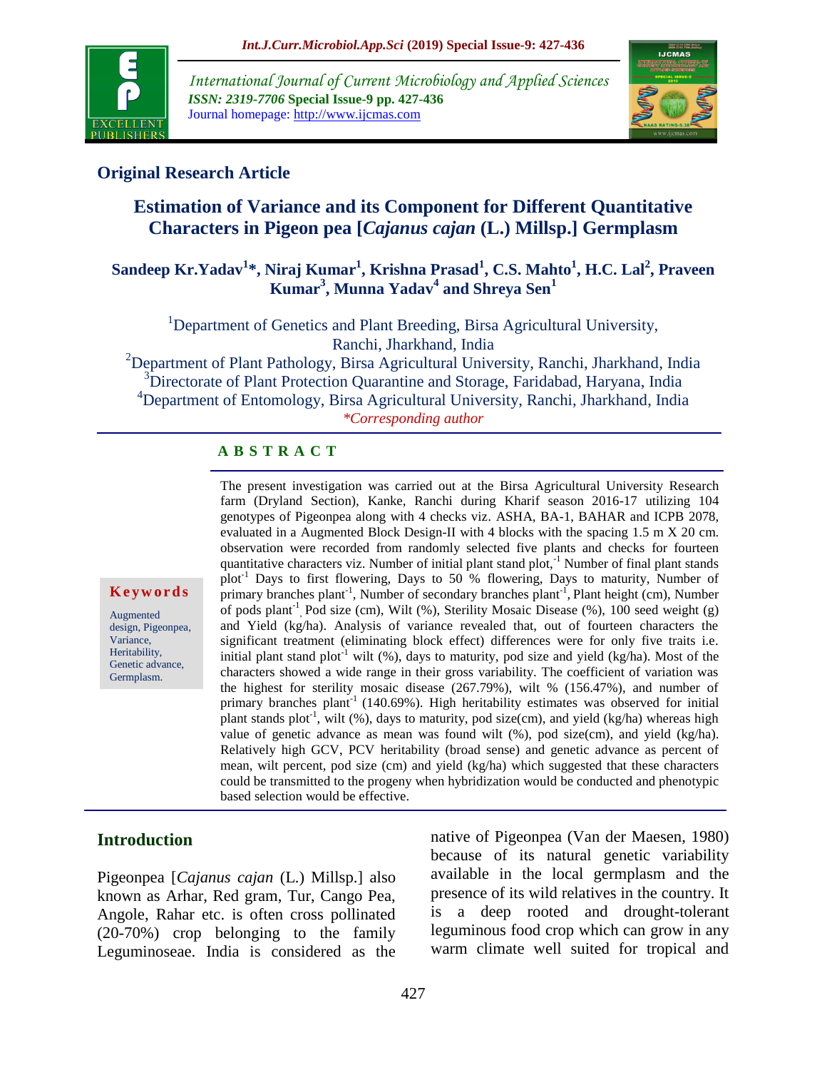## Original Research Article

# Estimation of Variance and its Component for Different Quantitative Characters in Pigeon pea [*Cajanus cajan* (L.) Millsp.] Germplasm

**Sandeep Kr.Yadav[1]\*, Niraj Kumar[1], Krishna Prasad[1], C.S. Mahto[1], H.C. Lal[2], Praveen Kumar[3], Munna Yadav[4] and Shreya Sen[1]**

[1]Department of Genetics and Plant Breeding, Birsa Agricultural University, Ranchi, Jharkhand, India
[2]Department of Plant Pathology, Birsa Agricultural University, Ranchi, Jharkhand, India
[3]Directorate of Plant Protection Quarantine and Storage, Faridabad, Haryana, India
[4]Department of Entomology, Birsa Agricultural University, Ranchi, Jharkhand, India

*\*Corresponding author*

### ABSTRACT

**Keywords**

Augmented design, Pigeonpea, Variance, Heritability, Genetic advance, Germplasm.

The present investigation was carried out at the Birsa Agricultural University Research farm (Dryland Section), Kanke, Ranchi during Kharif season 2016-17 utilizing 104 genotypes of Pigeonpea along with 4 checks viz. ASHA, BA-1, BAHAR and ICPB 2078, evaluated in a Augmented Block Design-II with 4 blocks with the spacing 1.5 m X 20 cm. observation were recorded from randomly selected five plants and checks for fourteen quantitative characters viz. Number of initial plant stand plot,$^{-1}$ Number of final plant stands plot$^{-1}$ Days to first flowering, Days to 50 % flowering, Days to maturity, Number of primary branches plant$^{-1}$, Number of secondary branches plant$^{-1}$, Plant height (cm), Number of pods plant$^{-1}$, Pod size (cm), Wilt (%), Sterility Mosaic Disease (%), 100 seed weight (g) and Yield (kg/ha). Analysis of variance revealed that, out of fourteen characters the significant treatment (eliminating block effect) differences were for only five traits i.e. initial plant stand plot$^{-1}$ wilt (%), days to maturity, pod size and yield (kg/ha). Most of the characters showed a wide range in their gross variability. The coefficient of variation was the highest for sterility mosaic disease (267.79%), wilt % (156.47%), and number of primary branches plant$^{-1}$ (140.69%). High heritability estimates was observed for initial plant stands plot$^{-1}$, wilt (%), days to maturity, pod size(cm), and yield (kg/ha) whereas high value of genetic advance as mean was found wilt (%), pod size(cm), and yield (kg/ha). Relatively high GCV, PCV heritability (broad sense) and genetic advance as percent of mean, wilt percent, pod size (cm) and yield (kg/ha) which suggested that these characters could be transmitted to the progeny when hybridization would be conducted and phenotypic based selection would be effective.

## Introduction

Pigeonpea [*Cajanus cajan* (L.) Millsp.] also known as Arhar, Red gram, Tur, Cango Pea, Angole, Rahar etc. is often cross pollinated (20-70%) crop belonging to the family Leguminoseae. India is considered as the native of Pigeonpea (Van der Maesen, 1980) because of its natural genetic variability available in the local germplasm and the presence of its wild relatives in the country. It is a deep rooted and drought-tolerant leguminous food crop which can grow in any warm climate well suited for tropical and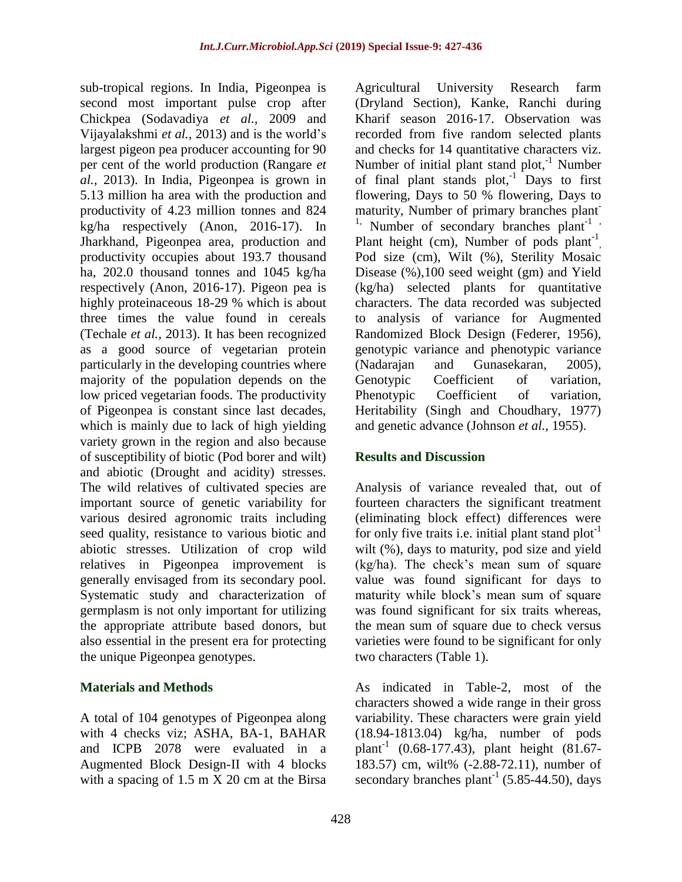sub-tropical regions. In India, Pigeonpea is second most important pulse crop after Chickpea (Sodavadiya *et al.,* 2009 and Vijayalakshmi *et al.,* 2013) and is the world's largest pigeon pea producer accounting for 90 per cent of the world production (Rangare *et al.,* 2013). In India, Pigeonpea is grown in 5.13 million ha area with the production and productivity of 4.23 million tonnes and 824 kg/ha respectively (Anon, 2016-17). In Jharkhand, Pigeonpea area, production and productivity occupies about 193.7 thousand ha, 202.0 thousand tonnes and 1045 kg/ha respectively (Anon, 2016-17). Pigeon pea is highly proteinaceous 18-29 % which is about three times the value found in cereals (Techale *et al.,* 2013). It has been recognized as a good source of vegetarian protein particularly in the developing countries where majority of the population depends on the low priced vegetarian foods. The productivity of Pigeonpea is constant since last decades, which is mainly due to lack of high yielding variety grown in the region and also because of susceptibility of biotic (Pod borer and wilt) and abiotic (Drought and acidity) stresses. The wild relatives of cultivated species are important source of genetic variability for various desired agronomic traits including seed quality, resistance to various biotic and abiotic stresses. Utilization of crop wild relatives in Pigeonpea improvement is generally envisaged from its secondary pool. Systematic study and characterization of germplasm is not only important for utilizing the appropriate attribute based donors, but also essential in the present era for protecting the unique Pigeonpea genotypes.

## Materials and Methods

A total of 104 genotypes of Pigeonpea along with 4 checks viz; ASHA, BA-1, BAHAR and ICPB 2078 were evaluated in a Augmented Block Design-II with 4 blocks with a spacing of 1.5 m X 20 cm at the Birsa Agricultural University Research farm (Dryland Section), Kanke, Ranchi during Kharif season 2016-17. Observation was recorded from five random selected plants and checks for 14 quantitative characters viz. Number of initial plant stand plot,$^{-1}$ Number of final plant stands plot,$^{-1}$ Days to first flowering, Days to 50 % flowering, Days to maturity, Number of primary branches plant$^{-1,}$ Number of secondary branches plant$^{-1}$ , Plant height (cm), Number of pods plant$^{-1}$, Pod size (cm), Wilt (%), Sterility Mosaic Disease (%),100 seed weight (gm) and Yield (kg/ha) selected plants for quantitative characters. The data recorded was subjected to analysis of variance for Augmented Randomized Block Design (Federer, 1956), genotypic variance and phenotypic variance (Nadarajan and Gunasekaran, 2005), Genotypic Coefficient of variation, Phenotypic Coefficient of variation, Heritability (Singh and Choudhary, 1977) and genetic advance (Johnson *et al.,* 1955).

## Results and Discussion

Analysis of variance revealed that, out of fourteen characters the significant treatment (eliminating block effect) differences were for only five traits i.e. initial plant stand plot$^{-1}$ wilt (%), days to maturity, pod size and yield (kg/ha). The check's mean sum of square value was found significant for days to maturity while block's mean sum of square was found significant for six traits whereas, the mean sum of square due to check versus varieties were found to be significant for only two characters (Table 1).

As indicated in Table-2, most of the characters showed a wide range in their gross variability. These characters were grain yield (18.94-1813.04) kg/ha, number of pods plant$^{-1}$ (0.68-177.43), plant height (81.67-183.57) cm, wilt% (-2.88-72.11), number of secondary branches plant$^{-1}$ (5.85-44.50), days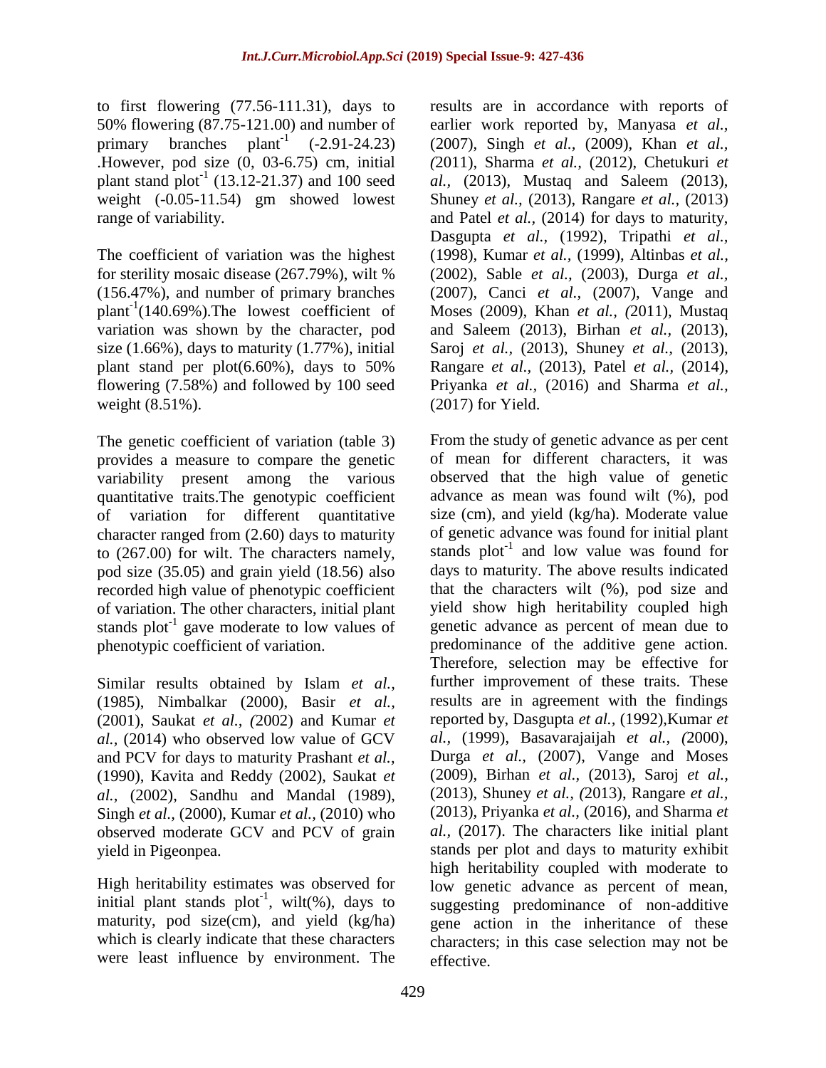to first flowering (77.56-111.31), days to 50% flowering (87.75-121.00) and number of primary branches plant$^{-1}$ (-2.91-24.23) .However, pod size (0, 03-6.75) cm, initial plant stand plot$^{-1}$ (13.12-21.37) and 100 seed weight (-0.05-11.54) gm showed lowest range of variability.

The coefficient of variation was the highest for sterility mosaic disease (267.79%), wilt % (156.47%), and number of primary branches plant$^{-1}$(140.69%).The lowest coefficient of variation was shown by the character, pod size (1.66%), days to maturity (1.77%), initial plant stand per plot(6.60%), days to 50% flowering (7.58%) and followed by 100 seed weight (8.51%).

The genetic coefficient of variation (table 3) provides a measure to compare the genetic variability present among the various quantitative traits.The genotypic coefficient of variation for different quantitative character ranged from (2.60) days to maturity to (267.00) for wilt. The characters namely, pod size (35.05) and grain yield (18.56) also recorded high value of phenotypic coefficient of variation. The other characters, initial plant stands plot$^{-1}$ gave moderate to low values of phenotypic coefficient of variation.

Similar results obtained by Islam *et al.,* (1985), Nimbalkar (2000), Basir *et al.,* (2001), Saukat *et al., (*2002) and Kumar *et al.,* (2014) who observed low value of GCV and PCV for days to maturity Prashant *et al.,* (1990), Kavita and Reddy (2002), Saukat *et al.,* (2002), Sandhu and Mandal (1989), Singh *et al.,* (2000), Kumar *et al.,* (2010) who observed moderate GCV and PCV of grain yield in Pigeonpea.

High heritability estimates was observed for initial plant stands plot$^{-1}$, wilt(%), days to maturity, pod size(cm), and yield (kg/ha) which is clearly indicate that these characters were least influence by environment. The results are in accordance with reports of earlier work reported by, Manyasa *et al.,* (2007), Singh *et al.,* (2009), Khan *et al., (*2011), Sharma *et al.,* (2012), Chetukuri *et al.,* (2013), Mustaq and Saleem (2013), Shuney *et al.,* (2013), Rangare *et al.,* (2013) and Patel *et al.,* (2014) for days to maturity, Dasgupta *et al.,* (1992), Tripathi *et al.,* (1998), Kumar *et al.,* (1999), Altinbas *et al.,* (2002), Sable *et al.,* (2003), Durga *et al.,* (2007), Canci *et al.,* (2007), Vange and Moses (2009), Khan *et al., (*2011), Mustaq and Saleem (2013), Birhan *et al.,* (2013), Saroj *et al.,* (2013), Shuney *et al.,* (2013), Rangare *et al.,* (2013), Patel *et al.,* (2014), Priyanka *et al.,* (2016) and Sharma *et al.,* (2017) for Yield.

From the study of genetic advance as per cent of mean for different characters, it was observed that the high value of genetic advance as mean was found wilt (%), pod size (cm), and yield (kg/ha). Moderate value of genetic advance was found for initial plant stands plot$^{-1}$ and low value was found for days to maturity. The above results indicated that the characters wilt (%), pod size and yield show high heritability coupled high genetic advance as percent of mean due to predominance of the additive gene action. Therefore, selection may be effective for further improvement of these traits. These results are in agreement with the findings reported by, Dasgupta *et al.,* (1992),Kumar *et al.,* (1999), Basavarajaijah *et al., (*2000), Durga *et al.,* (2007), Vange and Moses (2009), Birhan *et al.,* (2013), Saroj *et al.,* (2013), Shuney *et al., (*2013), Rangare *et al.,* (2013), Priyanka *et al.,* (2016), and Sharma *et al.,* (2017). The characters like initial plant stands per plot and days to maturity exhibit high heritability coupled with moderate to low genetic advance as percent of mean, suggesting predominance of non-additive gene action in the inheritance of these characters; in this case selection may not be effective.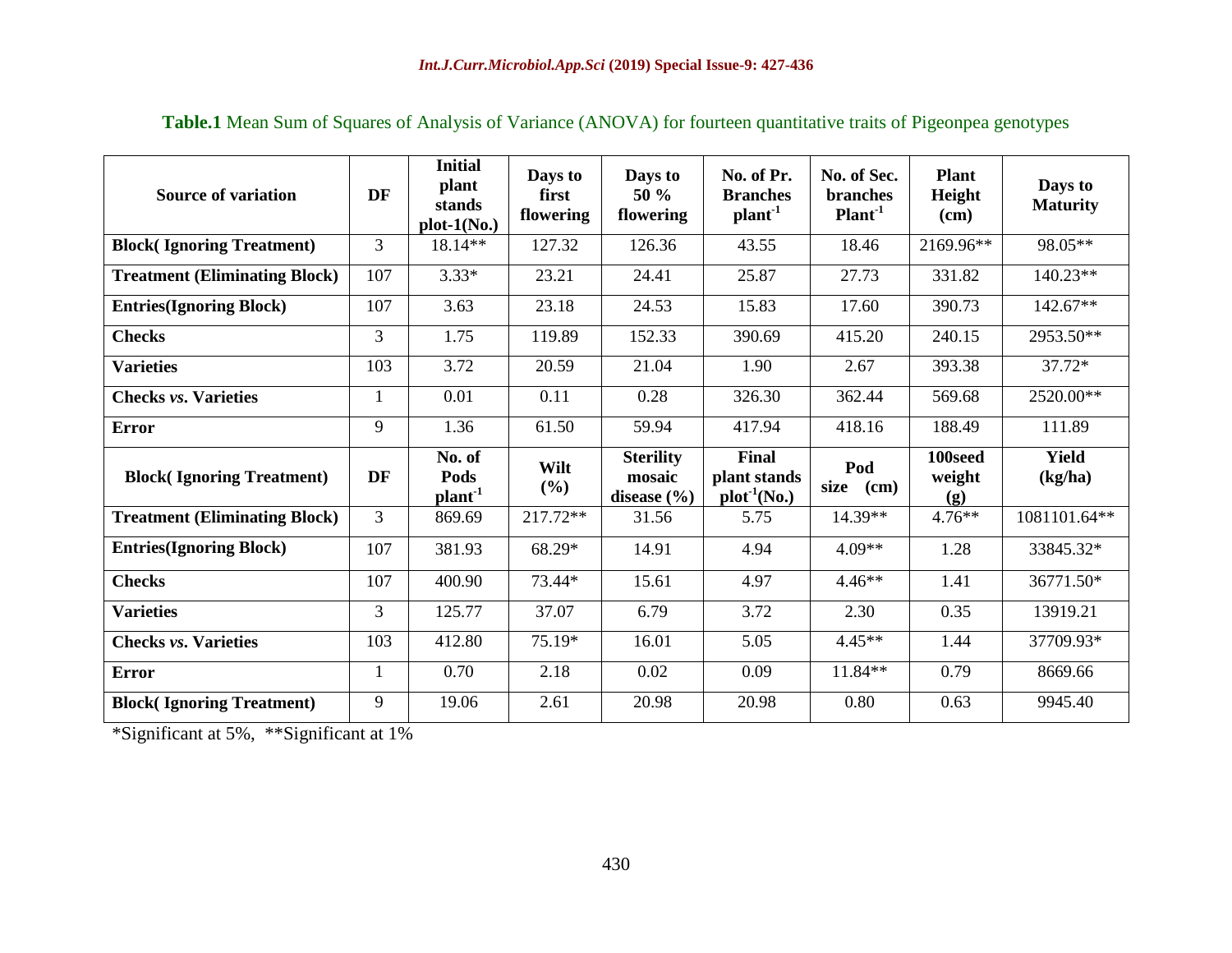**Table.1** Mean Sum of Squares of Analysis of Variance (ANOVA) for fourteen quantitative traits of Pigeonpea genotypes

| Source of variation | DF | Initial plant stands plot-1(No.) | Days to first flowering | Days to 50 % flowering | No. of Pr. Branches plant$^{-1}$ | No. of Sec. branches Plant$^{-1}$ | Plant Height (cm) | Days to Maturity |
|---|---|---|---|---|---|---|---|---|
| **Block( Ignoring Treatment)** | 3 | 18.14** | 127.32 | 126.36 | 43.55 | 18.46 | 2169.96** | 98.05** |
| **Treatment (Eliminating Block)** | 107 | 3.33* | 23.21 | 24.41 | 25.87 | 27.73 | 331.82 | 140.23** |
| **Entries(Ignoring Block)** | 107 | 3.63 | 23.18 | 24.53 | 15.83 | 17.60 | 390.73 | 142.67** |
| **Checks** | 3 | 1.75 | 119.89 | 152.33 | 390.69 | 415.20 | 240.15 | 2953.50** |
| **Varieties** | 103 | 3.72 | 20.59 | 21.04 | 1.90 | 2.67 | 393.38 | 37.72* |
| **Checks *vs*. Varieties** | 1 | 0.01 | 0.11 | 0.28 | 326.30 | 362.44 | 569.68 | 2520.00** |
| **Error** | 9 | 1.36 | 61.50 | 59.94 | 417.94 | 418.16 | 188.49 | 111.89 |
| **Block( Ignoring Treatment)** | **DF** | **No. of Pods plant$^{-1}$** | **Wilt (%)** | **Sterility mosaic disease (%)** | **Final plant stands plot$^{-1}$(No.)** | **Pod size (cm)** | **100seed weight (g)** | **Yield (kg/ha)** |
| **Treatment (Eliminating Block)** | 3 | 869.69 | 217.72** | 31.56 | 5.75 | 14.39** | 4.76** | 1081101.64** |
| **Entries(Ignoring Block)** | 107 | 381.93 | 68.29* | 14.91 | 4.94 | 4.09** | 1.28 | 33845.32* |
| **Checks** | 107 | 400.90 | 73.44* | 15.61 | 4.97 | 4.46** | 1.41 | 36771.50* |
| **Varieties** | 3 | 125.77 | 37.07 | 6.79 | 3.72 | 2.30 | 0.35 | 13919.21 |
| **Checks *vs*. Varieties** | 103 | 412.80 | 75.19* | 16.01 | 5.05 | 4.45** | 1.44 | 37709.93* |
| **Error** | 1 | 0.70 | 2.18 | 0.02 | 0.09 | 11.84** | 0.79 | 8669.66 |
| **Block( Ignoring Treatment)** | 9 | 19.06 | 2.61 | 20.98 | 20.98 | 0.80 | 0.63 | 9945.40 |

*Significant at 5%, **Significant at 1%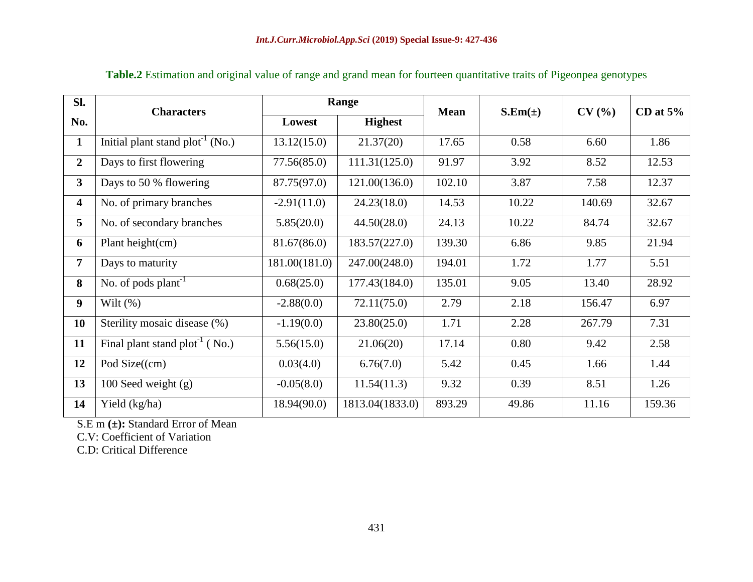**Table.2** Estimation and original value of range and grand mean for fourteen quantitative traits of Pigeonpea genotypes

| Sl. No. | Characters | Range | | Mean | S.Em(±) | CV (%) | CD at 5% |
|---|---|---|---|---|---|---|---|
| | | Lowest | Highest | | | | |
| 1 | Initial plant stand plot$^{-1}$ (No.) | 13.12(15.0) | 21.37(20) | 17.65 | 0.58 | 6.60 | 1.86 |
| 2 | Days to first flowering | 77.56(85.0) | 111.31(125.0) | 91.97 | 3.92 | 8.52 | 12.53 |
| 3 | Days to 50 % flowering | 87.75(97.0) | 121.00(136.0) | 102.10 | 3.87 | 7.58 | 12.37 |
| 4 | No. of primary branches | -2.91(11.0) | 24.23(18.0) | 14.53 | 10.22 | 140.69 | 32.67 |
| 5 | No. of secondary branches | 5.85(20.0) | 44.50(28.0) | 24.13 | 10.22 | 84.74 | 32.67 |
| 6 | Plant height(cm) | 81.67(86.0) | 183.57(227.0) | 139.30 | 6.86 | 9.85 | 21.94 |
| 7 | Days to maturity | 181.00(181.0) | 247.00(248.0) | 194.01 | 1.72 | 1.77 | 5.51 |
| 8 | No. of pods plant$^{-1}$ | 0.68(25.0) | 177.43(184.0) | 135.01 | 9.05 | 13.40 | 28.92 |
| 9 | Wilt (%) | -2.88(0.0) | 72.11(75.0) | 2.79 | 2.18 | 156.47 | 6.97 |
| 10 | Sterility mosaic disease (%) | -1.19(0.0) | 23.80(25.0) | 1.71 | 2.28 | 267.79 | 7.31 |
| 11 | Final plant stand plot$^{-1}$ ( No.) | 5.56(15.0) | 21.06(20) | 17.14 | 0.80 | 9.42 | 2.58 |
| 12 | Pod Size((cm) | 0.03(4.0) | 6.76(7.0) | 5.42 | 0.45 | 1.66 | 1.44 |
| 13 | 100 Seed weight (g) | -0.05(8.0) | 11.54(11.3) | 9.32 | 0.39 | 8.51 | 1.26 |
| 14 | Yield (kg/ha) | 18.94(90.0) | 1813.04(1833.0) | 893.29 | 49.86 | 11.16 | 159.36 |

S.E m **(±):** Standard Error of Mean
C.V: Coefficient of Variation
C.D: Critical Difference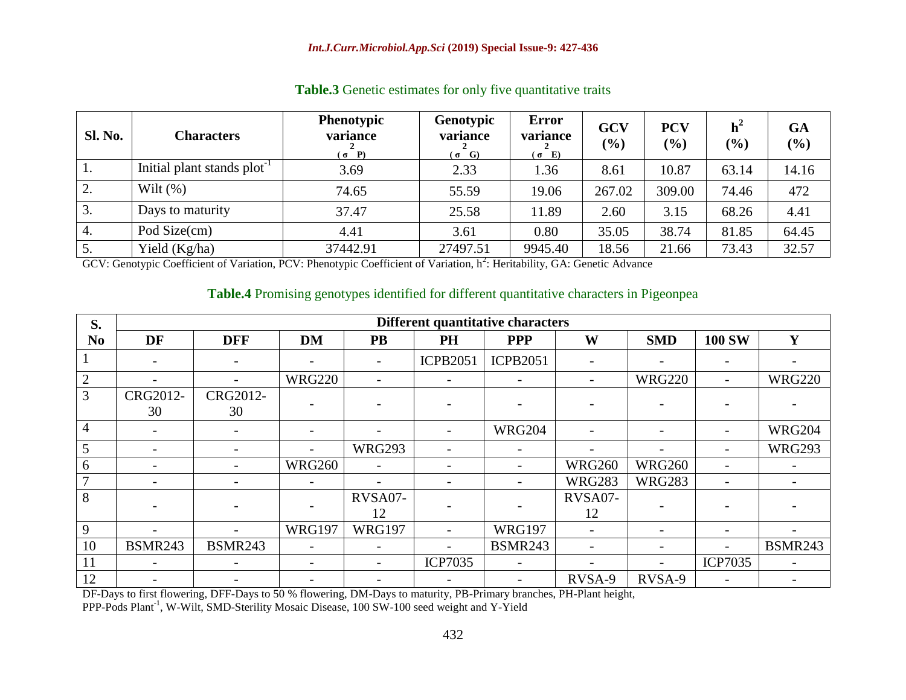**Table.3** Genetic estimates for only five quantitative traits

| Sl. No. | Characters | Phenotypic variance ($\sigma^2$ P) | Genotypic variance ($\sigma^2$ G) | Error variance ($\sigma^2$ E) | GCV (%) | PCV (%) | $h^2$ (%) | GA (%) |
|---|---|---|---|---|---|---|---|---|
| 1. | Initial plant stands $plot^{-1}$ | 3.69 | 2.33 | 1.36 | 8.61 | 10.87 | 63.14 | 14.16 |
| 2. | Wilt (%) | 74.65 | 55.59 | 19.06 | 267.02 | 309.00 | 74.46 | 472 |
| 3. | Days to maturity | 37.47 | 25.58 | 11.89 | 2.60 | 3.15 | 68.26 | 4.41 |
| 4. | Pod Size(cm) | 4.41 | 3.61 | 0.80 | 35.05 | 38.74 | 81.85 | 64.45 |
| 5. | Yield (Kg/ha) | 37442.91 | 27497.51 | 9945.40 | 18.56 | 21.66 | 73.43 | 32.57 |

GCV: Genotypic Coefficient of Variation, PCV: Phenotypic Coefficient of Variation, $h^2$: Heritability, GA: Genetic Advance

**Table.4** Promising genotypes identified for different quantitative characters in Pigeonpea

| S. No | Different quantitative characters | | | | | | | | | |
|---|---|---|---|---|---|---|---|---|---|---|
| | DF | DFF | DM | PB | PH | PPP | W | SMD | 100 SW | Y |
| 1 | - | - | - | - | ICPB2051 | ICPB2051 | - | - | - | - |
| 2 | - | - | WRG220 | - | - | - | - | WRG220 | - | WRG220 |
| 3 | CRG2012-30 | CRG2012-30 | - | - | - | - | - | - | - | - |
| 4 | - | - | - | - | - | WRG204 | - | - | - | WRG204 |
| 5 | - | - | - | WRG293 | - | - | - | - | - | WRG293 |
| 6 | - | - | WRG260 | - | - | - | WRG260 | WRG260 | - | - |
| 7 | - | - | - | - | - | - | WRG283 | WRG283 | - | - |
| 8 | - | - | - | RVSA07-12 | - | - | RVSA07-12 | - | - | - |
| 9 | - | - | WRG197 | WRG197 | - | WRG197 | - | - | - | - |
| 10 | BSMR243 | BSMR243 | - | - | - | BSMR243 | - | - | - | BSMR243 |
| 11 | - | - | - | - | ICP7035 | - | - | - | ICP7035 | - |
| 12 | - | - | - | - | - | - | RVSA-9 | RVSA-9 | - | - |

DF-Days to first flowering, DFF-Days to 50 % flowering, DM-Days to maturity, PB-Primary branches, PH-Plant height, PPP-Pods $Plant^{-1}$, W-Wilt, SMD-Sterility Mosaic Disease, 100 SW-100 seed weight and Y-Yield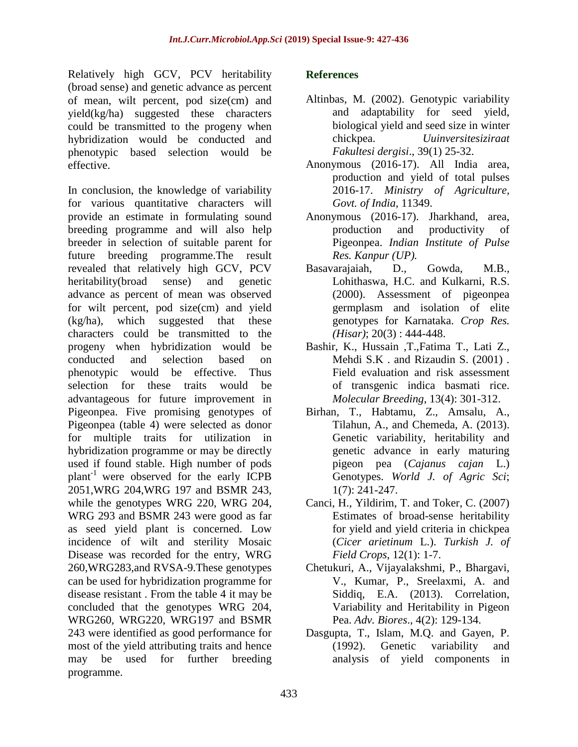Relatively high GCV, PCV heritability (broad sense) and genetic advance as percent of mean, wilt percent, pod size(cm) and yield(kg/ha) suggested these characters could be transmitted to the progeny when hybridization would be conducted and phenotypic based selection would be effective.

In conclusion, the knowledge of variability for various quantitative characters will provide an estimate in formulating sound breeding programme and will also help breeder in selection of suitable parent for future breeding programme.The result revealed that relatively high GCV, PCV heritability(broad sense) and genetic advance as percent of mean was observed for wilt percent, pod size(cm) and yield (kg/ha), which suggested that these characters could be transmitted to the progeny when hybridization would be conducted and selection based on phenotypic would be effective. Thus selection for these traits would be advantageous for future improvement in Pigeonpea. Five promising genotypes of Pigeonpea (table 4) were selected as donor for multiple traits for utilization in hybridization programme or may be directly used if found stable. High number of pods plant$^{-1}$ were observed for the early ICPB 2051,WRG 204,WRG 197 and BSMR 243, while the genotypes WRG 220, WRG 204, WRG 293 and BSMR 243 were good as far as seed yield plant is concerned. Low incidence of wilt and sterility Mosaic Disease was recorded for the entry, WRG 260,WRG283,and RVSA-9.These genotypes can be used for hybridization programme for disease resistant . From the table 4 it may be concluded that the genotypes WRG 204, WRG260, WRG220, WRG197 and BSMR 243 were identified as good performance for most of the yield attributing traits and hence may be used for further breeding programme.

## References

Altinbas, M. (2002). Genotypic variability and adaptability for seed yield, biological yield and seed size in winter chickpea. *Uuinversitesiziraat Fakultesi dergisi*., 39(1) 25-32.

Anonymous (2016-17). All India area, production and yield of total pulses 2016-17. *Ministry of Agriculture, Govt. of India*, 11349.

Anonymous (2016-17). Jharkhand, area, production and productivity of Pigeonpea. *Indian Institute of Pulse Res. Kanpur (UP).*

Basavarajaiah, D., Gowda, M.B., Lohithaswa, H.C. and Kulkarni, R.S. (2000). Assessment of pigeonpea germplasm and isolation of elite genotypes for Karnataka. *Crop Res. (Hisar)*; 20(3) : 444-448.

Bashir, K., Hussain ,T.,Fatima T., Lati Z., Mehdi S.K . and Rizaudin S. (2001) . Field evaluation and risk assessment of transgenic indica basmati rice. *Molecular Breeding*, 13(4): 301-312.

Birhan, T., Habtamu, Z., Amsalu, A., Tilahun, A., and Chemeda, A. (2013). Genetic variability, heritability and genetic advance in early maturing pigeon pea (*Cajanus cajan* L.) Genotypes. *World J. of Agric Sci*; 1(7): 241-247.

Canci, H., Yildirim, T. and Toker, C. (2007) Estimates of broad-sense heritability for yield and yield criteria in chickpea (*Cicer arietinum* L.). *Turkish J. of Field Crops*, 12(1): 1-7.

Chetukuri, A., Vijayalakshmi, P., Bhargavi, V., Kumar, P., Sreelaxmi, A. and Siddiq, E.A. (2013). Correlation, Variability and Heritability in Pigeon Pea. *Adv. Biores*., 4(2): 129-134.

Dasgupta, T., Islam, M.Q. and Gayen, P. (1992). Genetic variability and analysis of yield components in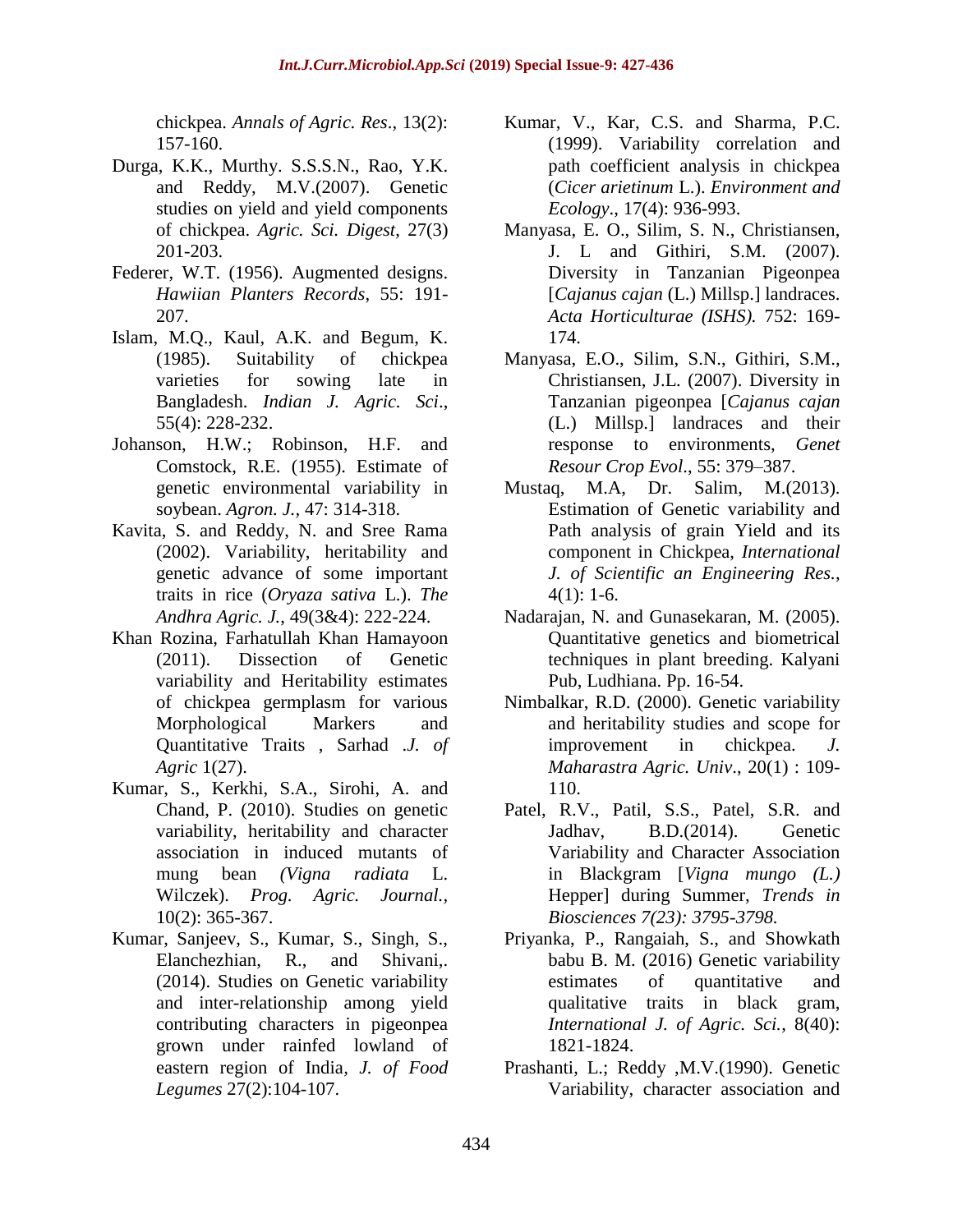chickpea. *Annals of Agric. Res*., 13(2): 157-160.

Durga, K.K., Murthy. S.S.S.N., Rao, Y.K. and Reddy, M.V.(2007). Genetic studies on yield and yield components of chickpea. *Agric. Sci. Digest*, 27(3) 201-203.

Federer, W.T. (1956). Augmented designs. *Hawiian Planters Records*, 55: 191-207.

Islam, M.Q., Kaul, A.K. and Begum, K. (1985). Suitability of chickpea varieties for sowing late in Bangladesh. *Indian J. Agric. Sci*., 55(4): 228-232.

Johanson, H.W.; Robinson, H.F. and Comstock, R.E. (1955). Estimate of genetic environmental variability in soybean. *Agron. J.*, 47: 314-318.

Kavita, S. and Reddy, N. and Sree Rama (2002). Variability, heritability and genetic advance of some important traits in rice (*Oryaza sativa* L.). *The Andhra Agric. J.*, 49(3&4): 222-224.

Khan Rozina, Farhatullah Khan Hamayoon (2011). Dissection of Genetic variability and Heritability estimates of chickpea germplasm for various Morphological Markers and Quantitative Traits , Sarhad .*J. of Agric* 1(27).

Kumar, S., Kerkhi, S.A., Sirohi, A. and Chand, P. (2010). Studies on genetic variability, heritability and character association in induced mutants of mung bean *(Vigna radiata* L. Wilczek). *Prog. Agric. Journal.,* 10(2): 365-367.

Kumar, Sanjeev, S., Kumar, S., Singh, S., Elanchezhian, R., and Shivani,. (2014). Studies on Genetic variability and inter-relationship among yield contributing characters in pigeonpea grown under rainfed lowland of eastern region of India, *J. of Food Legumes* 27(2):104-107.

Kumar, V., Kar, C.S. and Sharma, P.C. (1999). Variability correlation and path coefficient analysis in chickpea (*Cicer arietinum* L.). *Environment and Ecology*., 17(4): 936-993.

Manyasa, E. O., Silim, S. N., Christiansen, J. L and Githiri, S.M. (2007). Diversity in Tanzanian Pigeonpea [*Cajanus cajan* (L.) Millsp.] landraces. *Acta Horticulturae (ISHS).* 752: 169-174.

Manyasa, E.O., Silim, S.N., Githiri, S.M., Christiansen, J.L. (2007). Diversity in Tanzanian pigeonpea [*Cajanus cajan* (L.) Millsp.] landraces and their response to environments, *Genet Resour Crop Evol*., 55: 379–387.

Mustaq, M.A, Dr. Salim, M.(2013). Estimation of Genetic variability and Path analysis of grain Yield and its component in Chickpea, *International J. of Scientific an Engineering Res.*, 4(1): 1-6.

Nadarajan, N. and Gunasekaran, M. (2005). Quantitative genetics and biometrical techniques in plant breeding. Kalyani Pub, Ludhiana. Pp. 16-54.

Nimbalkar, R.D. (2000). Genetic variability and heritability studies and scope for improvement in chickpea. *J. Maharastra Agric. Univ*., 20(1) : 109-110.

Patel, R.V., Patil, S.S., Patel, S.R. and Jadhav, B.D.(2014). Genetic Variability and Character Association in Blackgram [*Vigna mungo (L.)* Hepper] during Summer, *Trends in Biosciences 7(23): 3795-3798.*

Priyanka, P., Rangaiah, S., and Showkath babu B. M. (2016) Genetic variability estimates of quantitative and qualitative traits in black gram, *International J. of Agric. Sci.*, 8(40): 1821-1824.

Prashanti, L.; Reddy ,M.V.(1990). Genetic Variability, character association and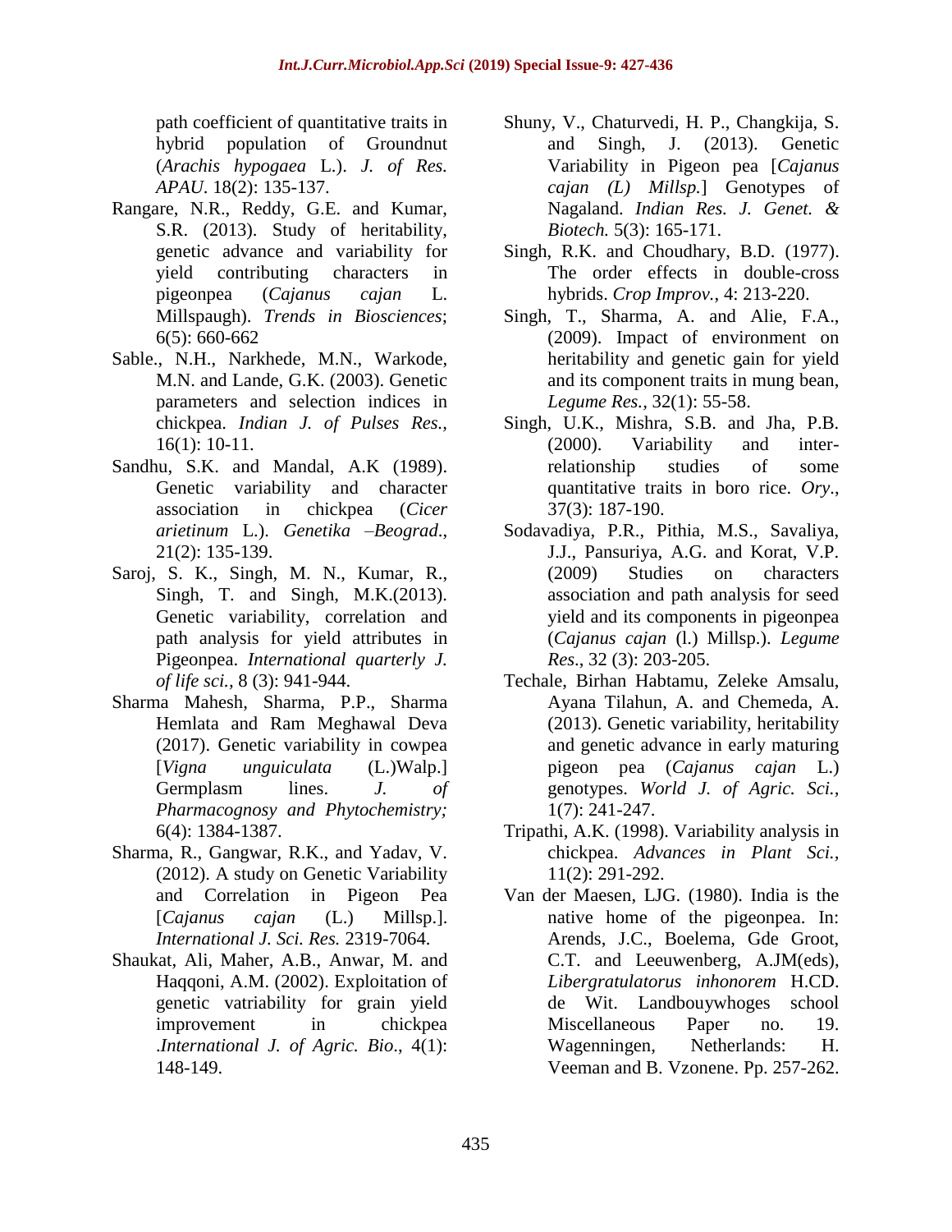path coefficient of quantitative traits in hybrid population of Groundnut (*Arachis hypogaea* L.). *J. of Res. APAU.* 18(2): 135-137.

Rangare, N.R., Reddy, G.E. and Kumar, S.R. (2013). Study of heritability, genetic advance and variability for yield contributing characters in pigeonpea (*Cajanus cajan* L. Millspaugh). *Trends in Biosciences*; 6(5): 660-662

Sable., N.H., Narkhede, M.N., Warkode, M.N. and Lande, G.K. (2003). Genetic parameters and selection indices in chickpea. *Indian J. of Pulses Res.,* 16(1): 10-11.

Sandhu, S.K. and Mandal, A.K (1989). Genetic variability and character association in chickpea (*Cicer arietinum* L.). *Genetika –Beograd*., 21(2): 135-139.

Saroj, S. K., Singh, M. N., Kumar, R., Singh, T. and Singh, M.K.(2013). Genetic variability, correlation and path analysis for yield attributes in Pigeonpea. *International quarterly J. of life sci.,* 8 (3): 941-944.

Sharma Mahesh, Sharma, P.P., Sharma Hemlata and Ram Meghawal Deva (2017). Genetic variability in cowpea [*Vigna unguiculata* (L.)Walp.] Germplasm lines. *J. of Pharmacognosy and Phytochemistry;* 6(4): 1384-1387.

Sharma, R., Gangwar, R.K., and Yadav, V. (2012). A study on Genetic Variability and Correlation in Pigeon Pea [*Cajanus cajan* (L.) Millsp.]. *International J. Sci. Res.* 2319-7064.

Shaukat, Ali, Maher, A.B., Anwar, M. and Haqqoni, A.M. (2002). Exploitation of genetic vatriability for grain yield improvement in chickpea .*International J. of Agric. Bio*., 4(1): 148-149.

Shuny, V., Chaturvedi, H. P., Changkija, S. and Singh, J. (2013). Genetic Variability in Pigeon pea [*Cajanus cajan (L) Millsp.*] Genotypes of Nagaland. *Indian Res. J. Genet. & Biotech.* 5(3): 165-171.

Singh, R.K. and Choudhary, B.D. (1977). The order effects in double-cross hybrids. *Crop Improv.*, 4: 213-220.

Singh, T., Sharma, A. and Alie, F.A., (2009). Impact of environment on heritability and genetic gain for yield and its component traits in mung bean, *Legume Res.,* 32(1): 55-58.

Singh, U.K., Mishra, S.B. and Jha, P.B. (2000). Variability and inter-relationship studies of some quantitative traits in boro rice. *Ory*., 37(3): 187-190.

Sodavadiya, P.R., Pithia, M.S., Savaliya, J.J., Pansuriya, A.G. and Korat, V.P. (2009) Studies on characters association and path analysis for seed yield and its components in pigeonpea (*Cajanus cajan* (l.) Millsp.). *Legume Res*., 32 (3): 203-205.

Techale, Birhan Habtamu, Zeleke Amsalu, Ayana Tilahun, A. and Chemeda, A. (2013). Genetic variability, heritability and genetic advance in early maturing pigeon pea (*Cajanus cajan* L.) genotypes. *World J. of Agric. Sci.*, 1(7): 241-247.

Tripathi, A.K. (1998). Variability analysis in chickpea. *Advances in Plant Sci.,* 11(2): 291-292.

Van der Maesen, LJG. (1980). India is the native home of the pigeonpea. In: Arends, J.C., Boelema, Gde Groot, C.T. and Leeuwenberg, A.JM(eds), *Libergratulatorus inhonorem* H.CD. de Wit. Landbouywhoges school Miscellaneous Paper no. 19. Wagenningen, Netherlands: H. Veeman and B. Vzonene. Pp. 257-262.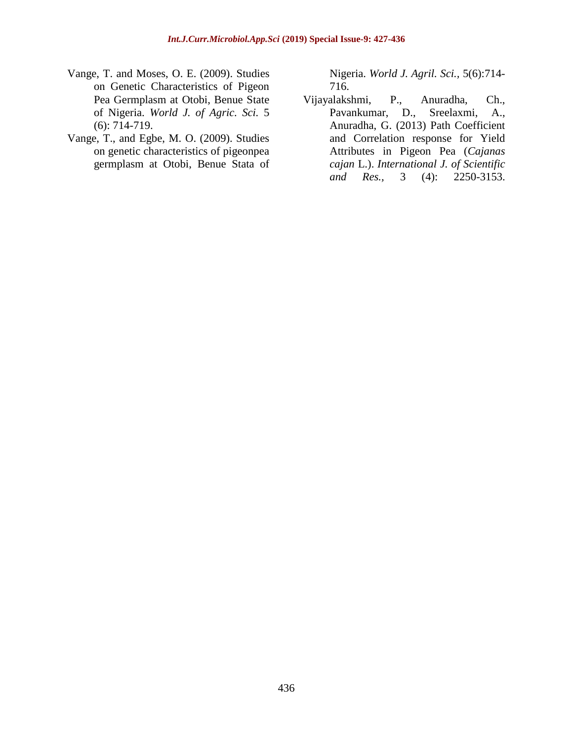Vange, T. and Moses, O. E. (2009). Studies on Genetic Characteristics of Pigeon Pea Germplasm at Otobi, Benue State of Nigeria. *World J. of Agric. Sci.* 5 (6): 714-719.

Vange, T., and Egbe, M. O. (2009). Studies on genetic characteristics of pigeonpea germplasm at Otobi, Benue Stata of Nigeria. *World J. Agril. Sci.,* 5(6):714-716.

Vijayalakshmi, P., Anuradha, Ch., Pavankumar, D., Sreelaxmi, A., Anuradha, G. (2013) Path Coefficient and Correlation response for Yield Attributes in Pigeon Pea (*Cajanas cajan* L.). *International J. of Scientific and Res.,* 3 (4): 2250-3153.